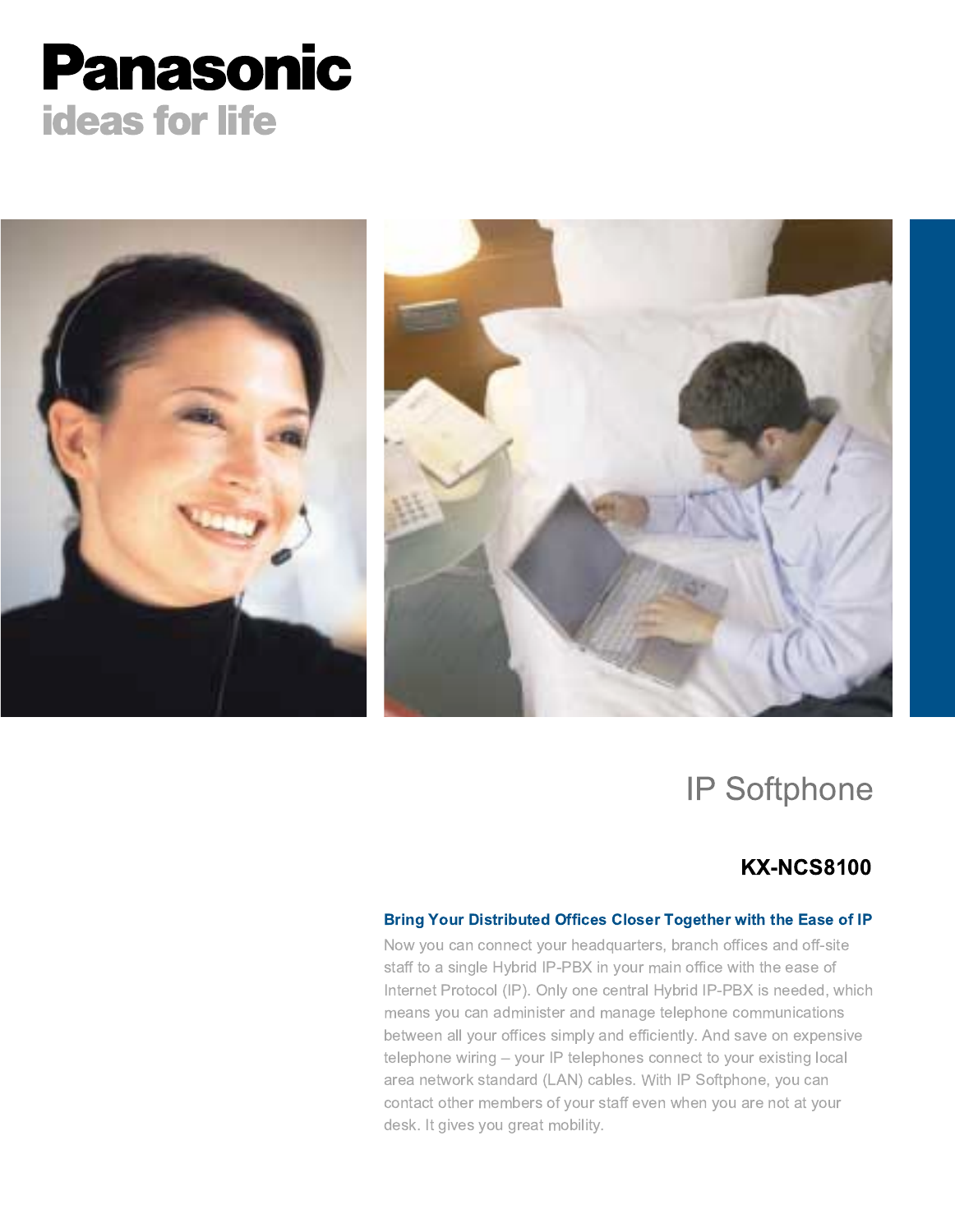# Panasonic

ideas for life

## IP Softphone

### KX-NCS8100

**Bring Your Distributed Offices Closer Together with the Ease of IP**

Now you can connect your headquarters, branch offices and off-site staff to a single Hybrid IP-PBX in your main office with the ease of Internet Protocol (IP). Only one central Hybrid IP-PBX is needed, which means you can administer and manage telephone communications between all your offices simply and efficiently. And save on expensive telephone wiring – your IP telephones connect to your existing local area network standard (LAN) cables. With IP Softphone, you can contact other members of your staff even when you are not at your desk. It gives you great mobility.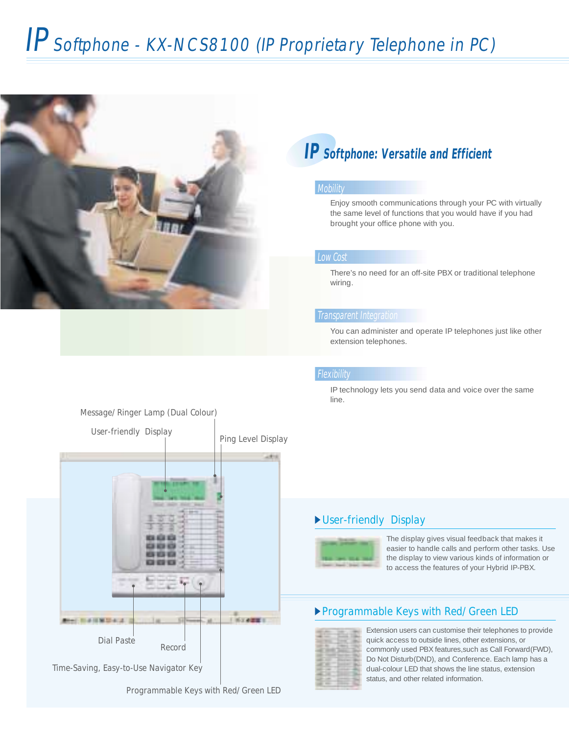# IP Softphone - KX-NCS8100 (IP Proprietary Telephone in PC)

## IP Softphone: Versatile and Efficient

### Mobility

Enjoy smooth communications through your PC with virtually the same level of functions that you would have if you had brought your office phone with you.

### Low Cost

There's no need for an off-site PBX or traditional telephone wiring.

### Transparent Integration

You can administer and operate IP telephones just like other extension telephones.

### Flexibility

IP technology lets you send data and voice over the same line.

Message/ Ringer Lamp (Dual Colour)

User-friendly Display

Ping Level Display

Dial Paste

Record

Time-Saving, Easy-to-Use Navigator Key

Programmable Keys with Red/ Green LED

### ▶ User-friendly Display

The display gives visual feedback that makes it easier to handle calls and perform other tasks. Use the display to view various kinds of information or to access the features of your Hybrid IP-PBX.

### ▶ Programmable Keys with Red/ Green LED

Extension users can customise their telephones to provide quick access to outside lines, other extensions, or commonly used PBX features,such as Call Forward(FWD), Do Not Disturb(DND), and Conference. Each lamp has a dual-colour LED that shows the line status, extension status, and other related information.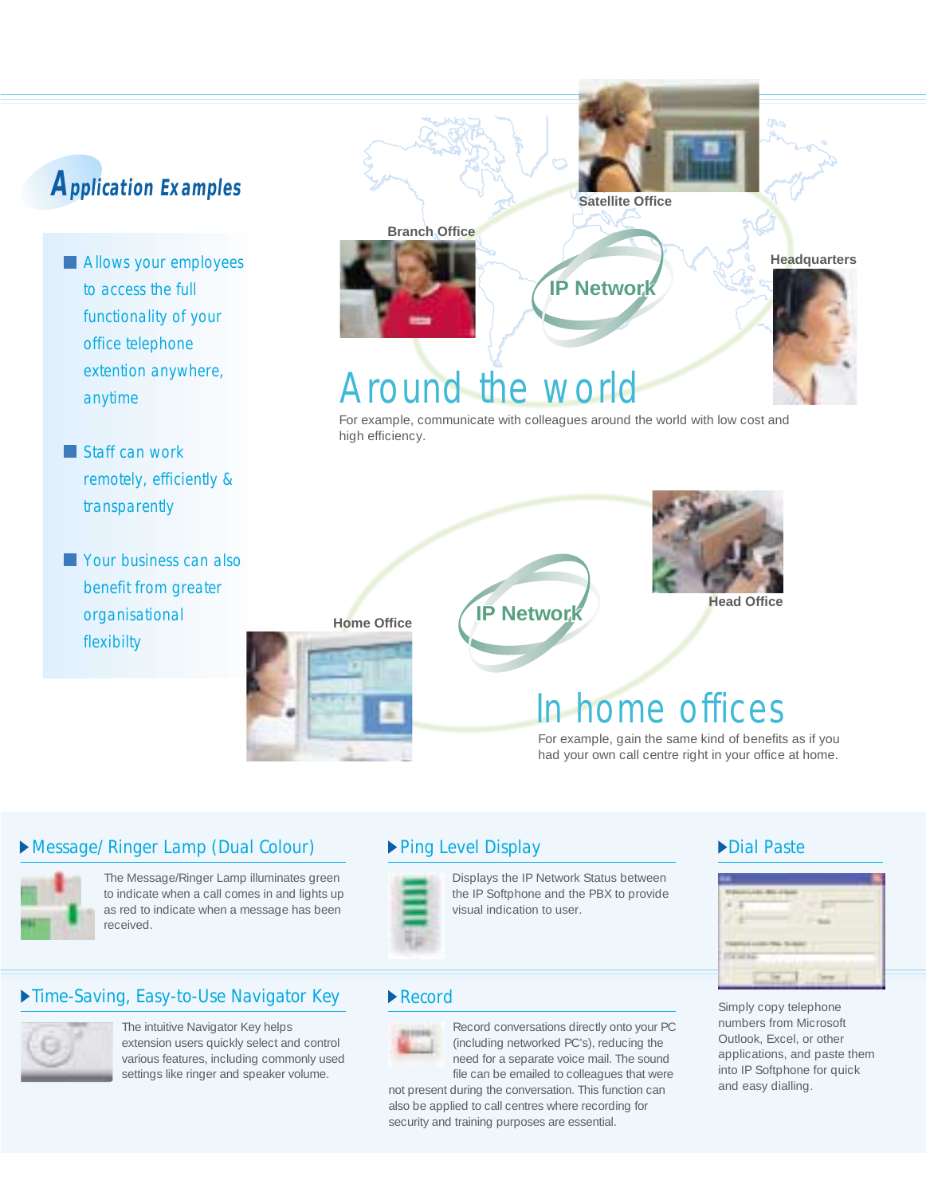# Application Examples

- Allows your employees to access the full functionality of your office telephone extention anywhere, anytime
- Staff can work remotely, efficiently & transparently
- Your business can also benefit from greater organisational flexibilty

Satellite Office

Branch Office

Headquarters

IP Network

## Around the world

For example, communicate with colleagues around the world with low cost and high efficiency.

Head Office

Home Office

IP Network

## In home offices

For example, gain the same kind of benefits as if you had your own call centre right in your office at home.

### ▶Message/ Ringer Lamp (Dual Colour)

The Message/Ringer Lamp illuminates green to indicate when a call comes in and lights up as red to indicate when a message has been received.

### ▶Ping Level Display

Displays the IP Network Status between the IP Softphone and the PBX to provide visual indication to user.

### ▶Dial Paste

Simply copy telephone numbers from Microsoft Outlook, Excel, or other applications, and paste them into IP Softphone for quick and easy dialling.

### ▶Time-Saving, Easy-to-Use Navigator Key

The intuitive Navigator Key helps extension users quickly select and control various features, including commonly used settings like ringer and speaker volume.

### ▶Record

Record conversations directly onto your PC (including networked PC's), reducing the need for a separate voice mail. The sound file can be emailed to colleagues that were not present during the conversation. This function can also be applied to call centres where recording for security and training purposes are essential.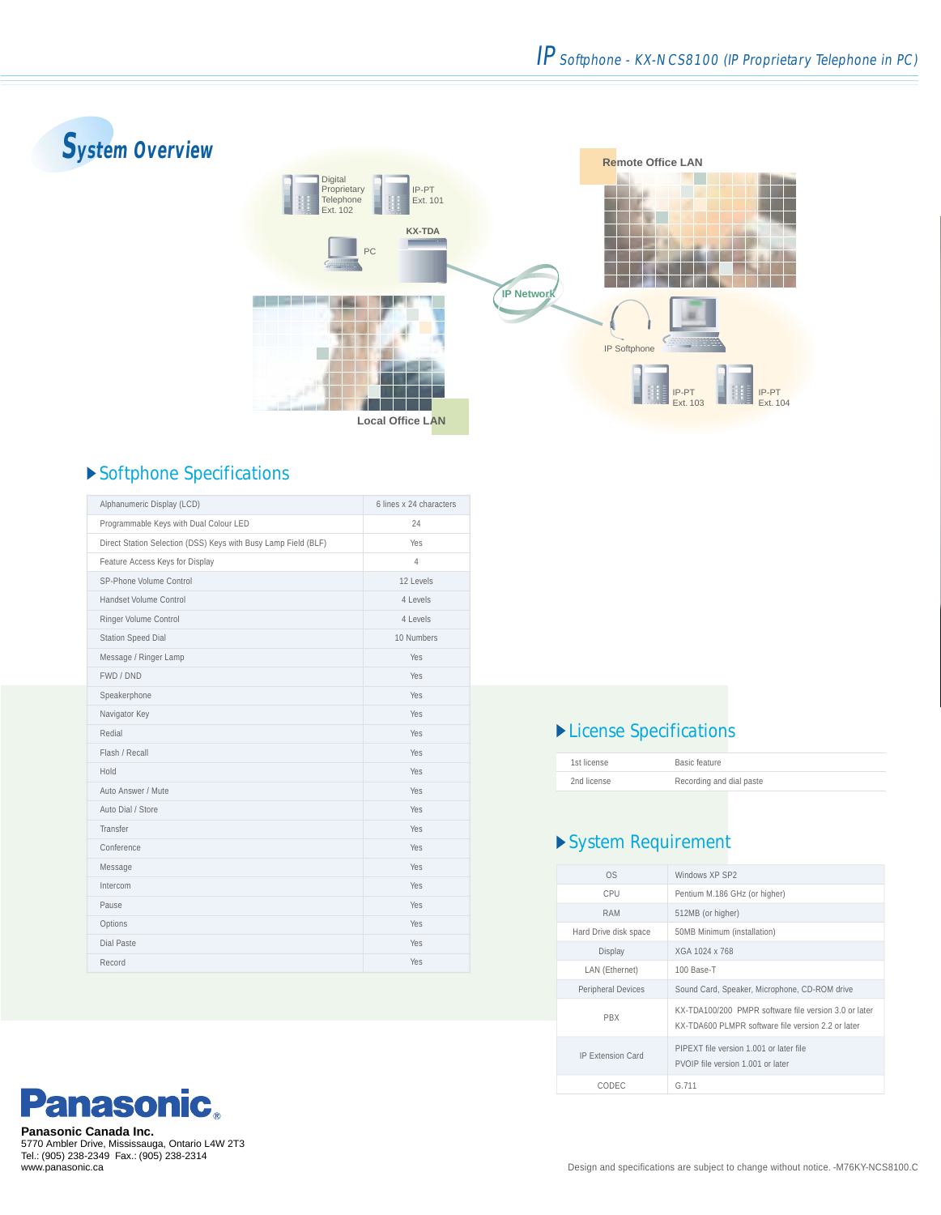## System Overview

Digital Proprietary Telephone Ext. 102

IP-PT Ext. 101

KX-TDA

PC

IP Network

Remote Office LAN

IP Softphone

IP-PT Ext. 103

IP-PT Ext. 104

Local Office LAN

## Softphone Specifications

| | |
|---|---|
| Alphanumeric Display (LCD) | 6 lines x 24 characters |
| Programmable Keys with Dual Colour LED | 24 |
| Direct Station Selection (DSS) Keys with Busy Lamp Field (BLF) | Yes |
| Feature Access Keys for Display | 4 |
| SP-Phone Volume Control | 12 Levels |
| Handset Volume Control | 4 Levels |
| Ringer Volume Control | 4 Levels |
| Station Speed Dial | 10 Numbers |
| Message / Ringer Lamp | Yes |
| FWD / DND | Yes |
| Speakerphone | Yes |
| Navigator Key | Yes |
| Redial | Yes |
| Flash / Recall | Yes |
| Hold | Yes |
| Auto Answer / Mute | Yes |
| Auto Dial / Store | Yes |
| Transfer | Yes |
| Conference | Yes |
| Message | Yes |
| Intercom | Yes |
| Pause | Yes |
| Options | Yes |
| Dial Paste | Yes |
| Record | Yes |

## License Specifications

| | |
|---|---|
| 1st license | Basic feature |
| 2nd license | Recording and dial paste |

## System Requirement

| | |
|---|---|
| OS | Windows XP SP2 |
| CPU | Pentium M.186 GHz (or higher) |
| RAM | 512MB (or higher) |
| Hard Drive disk space | 50MB Minimum (installation) |
| Display | XGA 1024 x 768 |
| LAN (Ethernet) | 100 Base-T |
| Peripheral Devices | Sound Card, Speaker, Microphone, CD-ROM drive |
| PBX | KX-TDA100/200 PMPR software file version 3.0 or later<br>KX-TDA600 PLMPR software file version 2.2 or later |
| IP Extension Card | PIPEXT file version 1.001 or later file<br>PVOIP file version 1.001 or later |
| CODEC | G.711 |

**Panasonic**

**Panasonic Canada Inc.**
5770 Ambler Drive, Mississauga, Ontario L4W 2T3
Tel.: (905) 238-2349 Fax.: (905) 238-2314
www.panasonic.ca

Design and specifications are subject to change without notice. -M76KY-NCS8100.C